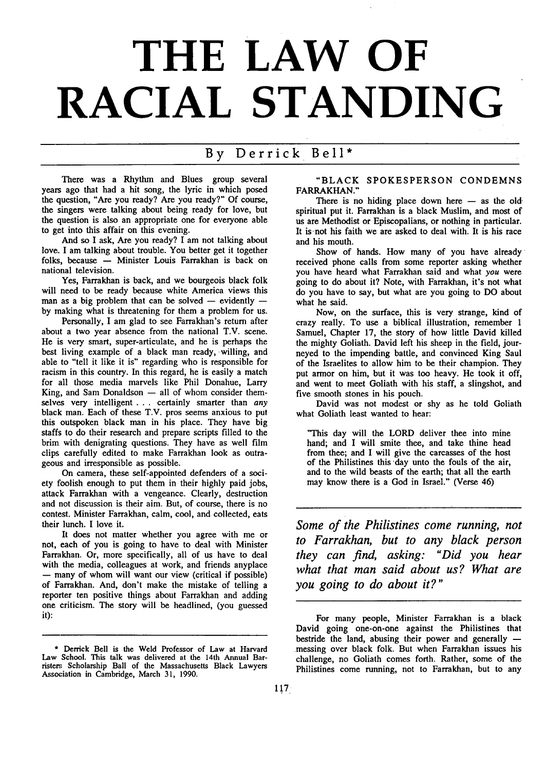# THE LAW OF RACIAL STANDING

## By Derrick Bell*

There was a Rhythm and Blues group several years ago that had a hit song, the lyric in which posed the question, "Are you ready? Are you ready?" Of course, the singers were talking about being ready for love, but the question is also an appropriate one for everyone able to get into this affair on this evening.

And so I ask, Are you ready? I am not talking about love. I am talking about trouble. You better get it together folks, because — Minister Louis Farrakhan is back on national television.

Yes, Farrakhan is back, and we bourgeois black folk will need to be ready because white America views this man as a big problem that can be solved — evidently — by making what is threatening for them a problem for us.

Personally, I am glad to see Farrakhan's return after about a two year absence from the national T.V. scene. He is very smart, super-articulate, and he is perhaps the best living example of a black man ready, willing, and able to "tell it like it is" regarding who is responsible for racism in this country. In this regard, he is easily a match for all those media marvels like Phil Donahue, Larry King, and Sam Donaldson — all of whom consider themselves very intelligent . . . certainly smarter than *any* black man. Each of these T.V. pros seems anxious to put this outspoken black man in his place. They have big staffs to do their research and prepare scripts filled to the brim with denigrating questions. They have as well film clips carefully edited to make Farrakhan look as outrageous and irresponsible as possible.

On camera, these self-appointed defenders of a society foolish enough to put them in their highly paid jobs, attack Farrakhan with a vengeance. Clearly, destruction and not discussion is their aim. But, of course, there is no contest. Minister Farrakhan, calm, cool, and collected, eats their lunch. I love it.

It does not matter whether you agree with me or not, each of you is going to have to deal with Minister Farrakhan. Or, more specifically, all of us have to deal with the media, colleagues at work, and friends anyplace — many of whom will want our view (critical if possible) of Farrakhan. And, don't make the mistake of telling a reporter ten positive things about Farrakhan and adding one criticism. The story will be headlined, (you guessed it):

"BLACK SPOKESPERSON CONDEMNS FARRAKHAN."

There is no hiding place down here — as the old spiritual put it. Farrakhan is a black Muslim, and most of us are Methodist or Episcopalians, or nothing in particular. It is not his faith we are asked to deal with. It is his race and his mouth.

Show of hands. How many of you have already received phone calls from some reporter asking whether you have heard what Farrakhan said and what *you* were going to do about it? Note, with Farrakhan, it's not what do you have to say, but what are you going to DO about what he said.

Now, on the surface, this is very strange, kind of crazy really. To use a biblical illustration, remember 1 Samuel, Chapter 17, the story of how little David killed the mighty Goliath. David left his sheep in the field, journeyed to the impending battle, and convinced King Saul of the Israelites to allow him to be their champion. They put armor on him, but it was too heavy. He took it off, and went to meet Goliath with his staff, a slingshot, and five smooth stones in his pouch.

David was not modest or shy as he told Goliath what Goliath least wanted to hear:

> "This day will the LORD deliver thee into mine hand; and I will smite thee, and take thine head from thee; and I will give the carcasses of the host of the Philistines this day unto the fouls of the air, and to the wild beasts of the earth; that all the earth may know there is a God in Israel." (Verse 46)

***Some of the Philistines come running, not to Farrakhan, but to any black person they can find, asking: "Did you hear what that man said about us? What are you going to do about it?"***

For many people, Minister Farrakhan is a black David going one-on-one against the Philistines that bestride the land, abusing their power and generally — messing over black folk. But when Farrakhan issues his challenge, no Goliath comes forth. Rather, some of the Philistines come running, not to Farrakhan, but to any

\* Derrick Bell is the Weld Professor of Law at Harvard Law School. This talk was delivered at the 14th Annual Barristers Scholarship Ball of the Massachusetts Black Lawyers Association in Cambridge, March 31, 1990.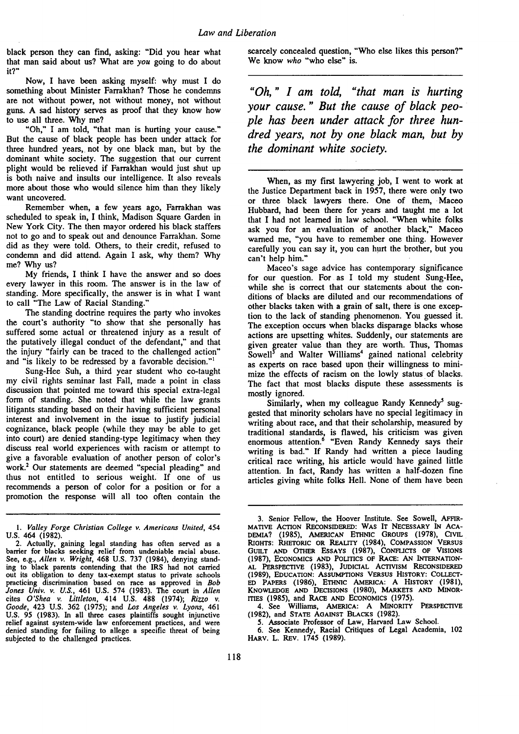black person they can find, asking: "Did you hear what that man said about us? What are *you* going to do about it?"

Now, I have been asking myself: why must I do something about Minister Farrakhan? Those he condemns are not without power, not without money, not without guns. A sad history serves as proof that they know how to use all three. Why me?

"Oh," I am told, "that man is hurting your cause." But the cause of black people has been under attack for three hundred years, not by one black man, but by the dominant white society. The suggestion that our current plight would be relieved if Farrakhan would just shut up is both naive and insults our intelligence. It also reveals more about those who would silence him than they likely want uncovered.

Remember when, a few years ago, Farrakhan was scheduled to speak in, I think, Madison Square Garden in New York City. The then mayor ordered his black staffers not to go and to speak out and denounce Farrakhan. Some did as they were told. Others, to their credit, refused to condemn and did attend. Again I ask, why them? Why me? Why us?

My friends, I think I have the answer and so does every lawyer in this room. The answer is in the law of standing. More specifically, the answer is in what I want to call "The Law of Racial Standing."

The standing doctrine requires the party who invokes the court's authority "to show that she personally has suffered some actual or threatened injury as a result of the putatively illegal conduct of the defendant," and that the injury "fairly can be traced to the challenged action" and "is likely to be redressed by a favorable decision."[1]

Sung-Hee Suh, a third year student who co-taught my civil rights seminar last Fall, made a point in class discussion that pointed me toward this special extra-legal form of standing. She noted that while the law grants litigants standing based on their having sufficient personal interest and involvement in the issue to justify judicial cognizance, black people (while they may be able to get into court) are denied standing-type legitimacy when they discuss real world experiences with racism or attempt to give a favorable evaluation of another person of color's work.[2] Our statements are deemed "special pleading" and thus not entitled to serious weight. If one of us recommends a person of color for a position or for a promotion the response will all too often contain the scarcely concealed question, "Who else likes this person?" We know *who* "who else" is.

> *"Oh," I am told, "that man is hurting your cause." But the cause of black people has been under attack for three hundred years, not by one black man, but by the dominant white society.*

When, as my first lawyering job, I went to work at the Justice Department back in 1957, there were only two or three black lawyers there. One of them, Maceo Hubbard, had been there for years and taught me a lot that I had not learned in law school. "When white folks ask you for an evaluation of another black," Maceo warned me, "you have to remember one thing. However carefully you can say it, you can hurt the brother, but you can't help him."

Maceo's sage advice has contemporary significance for our question. For as I told my student Sung-Hee, while she is correct that our statements about the conditions of blacks are diluted and our recommendations of other blacks taken with a grain of salt, there is one exception to the lack of standing phenomenon. You guessed it. The exception occurs when blacks disparage blacks whose actions are upsetting whites. Suddenly, our statements are given greater value than they are worth. Thus, Thomas Sowell[3] and Walter Williams[4] gained national celebrity as experts on race based upon their willingness to minimize the effects of racism on the lowly status of blacks. The fact that most blacks dispute these assessments is mostly ignored.

Similarly, when my colleague Randy Kennedy[5] suggested that minority scholars have no special legitimacy in writing about race, and that their scholarship, measured by traditional standards, is flawed, his criticism was given enormous attention.[6] "Even Randy Kennedy says their writing is bad." If Randy had written a piece lauding critical race writing, his article would have gained little attention. In fact, Randy has written a half-dozen fine articles giving white folks Hell. None of them have been

---

1. *Valley Forge Christian College v. Americans United*, 454 U.S. 464 (1982).

2. Actually, gaining legal standing has often served as a barrier for blacks seeking relief from undeniable racial abuse. See, e.g., *Allen v. Wright*, 468 U.S. 737 (1984), denying standing to black parents contending that the IRS had not carried out its obligation to deny tax-exempt status to private schools practicing discrimination based on race as approved in *Bob Jones Univ. v. U.S.*, 461 U.S. 574 (1983). The court in *Allen* cites *O'Shea v. Littleton*, 414 U.S. 488 (1974); *Rizzo v. Goode*, 423 U.S. 362 (1975); and *Los Angeles v. Lyons*, 461 U.S. 95 (1983). In all three cases plaintiffs sought injunctive relief against system-wide law enforcement practices, and were denied standing for failing to allege a specific threat of being subjected to the challenged practices.

3. Senior Fellow, the Hoover Institute. See Sowell, AFFIRMATIVE ACTION RECONSIDERED: WAS IT NECESSARY IN ACADEMIA? (1985), AMERICAN ETHNIC GROUPS (1978), CIVIL RIGHTS: RHETORIC OR REALITY (1984), COMPASSION VERSUS GUILT AND OTHER ESSAYS (1987), CONFLICTS OF VISIONS (1987), ECONOMICS AND POLITICS OF RACE: AN INTERNATIONAL PERSPECTIVE (1983), JUDICIAL ACTIVISM RECONSIDERED (1989), EDUCATION: ASSUMPTIONS VERSUS HISTORY: COLLECTED PAPERS (1986), ETHNIC AMERICA: A HISTORY (1981), KNOWLEDGE AND DECISIONS (1980), MARKETS AND MINORITIES (1985), and RACE AND ECONOMICS (1975).

4. See Williams, AMERICA: A MINORITY PERSPECTIVE (1982), and STATE AGAINST BLACKS (1982).

5. Associate Professor of Law, Harvard Law School.

6. See Kennedy, Racial Critiques of Legal Academia, 102 HARV. L. REV. 1745 (1989).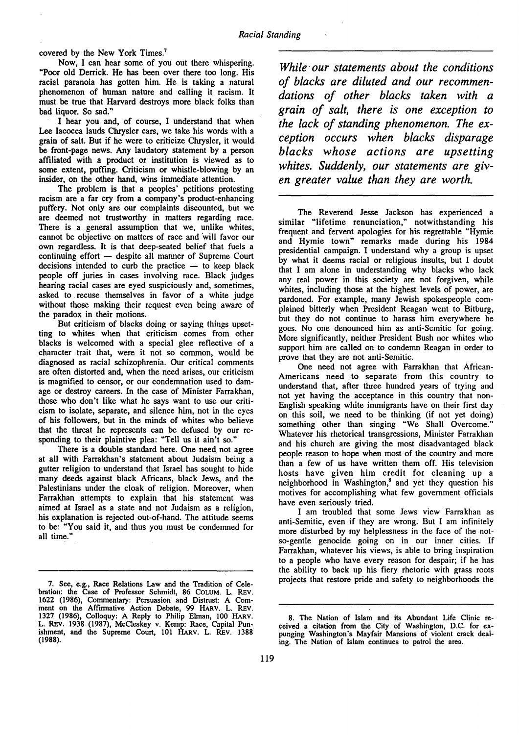covered by the New York Times.[7]

Now, I can hear some of you out there whispering. "Poor old Derrick. He has been over there too long. His racial paranoia has gotten him. He is taking a natural phenomenon of human nature and calling it racism. It must be true that Harvard destroys more black folks than bad liquor. So sad."

I hear you and, of course, I understand that when Lee Iacocca lauds Chrysler cars, we take his words with a grain of salt. But if he were to criticize Chrysler, it would be front-page news. Any laudatory statement by a person affiliated with a product or institution is viewed as to some extent, puffing. Criticism or whistle-blowing by an insider, on the other hand, wins immediate attention.

The problem is that a peoples' petitions protesting racism are a far cry from a company's product-enhancing puffery. Not only are our complaints discounted, but we are deemed not trustworthy in matters regarding race. There is a general assumption that we, unlike whites, cannot be objective on matters of race and will favor our own regardless. It is that deep-seated belief that fuels a continuing effort — despite all manner of Supreme Court decisions intended to curb the practice — to keep black people off juries in cases involving race. Black judges hearing racial cases are eyed suspiciously and, sometimes, asked to recuse themselves in favor of a white judge without those making their request even being aware of the paradox in their motions.

But criticism of blacks doing or saying things upsetting to whites when that criticism comes from other blacks is welcomed with a special glee reflective of a character trait that, were it not so common, would be diagnosed as racial schizophrenia. Our critical comments are often distorted and, when the need arises, our criticism is magnified to censor, or our condemnation used to damage or destroy careers. In the case of Minister Farrakhan, those who don't like what he says want to use our criticism to isolate, separate, and silence him, not in the eyes of his followers, but in the minds of whites who believe that the threat he represents can be defused by our responding to their plaintive plea: "Tell us it ain't so."

There is a double standard here. One need not agree at all with Farrakhan's statement about Judaism being a gutter religion to understand that Israel has sought to hide many deeds against black Africans, black Jews, and the Palestinians under the cloak of religion. Moreover, when Farrakhan attempts to explain that his statement was aimed at Israel as a state and not Judaism as a religion, his explanation is rejected out-of-hand. The attitude seems to be: "You said it, and thus you must be condemned for all time."

*While our statements about the conditions of blacks are diluted and our recommendations of other blacks taken with a grain of salt, there is one exception to the lack of standing phenomenon. The exception occurs when blacks disparage blacks whose actions are upsetting whites. Suddenly, our statements are given greater value than they are worth.*

The Reverend Jesse Jackson has experienced a similar "lifetime renunciation," notwithstanding his frequent and fervent apologies for his regrettable "Hymie and Hymie town" remarks made during his 1984 presidential campaign. I understand why a group is upset by what it deems racial or religious insults, but I doubt that I am alone in understanding why blacks who lack any real power in this society are not forgiven, while whites, including those at the highest levels of power, are pardoned. For example, many Jewish spokespeople complained bitterly when President Reagan went to Bitburg, but they do not continue to harass him everywhere he goes. No one denounced him as anti-Semitic for going. More significantly, neither President Bush nor whites who support him are called on to condemn Reagan in order to prove that they are not anti-Semitic.

One need not agree with Farrakhan that African-Americans need to separate from this country to understand that, after three hundred years of trying and not yet having the acceptance in this country that non-English speaking white immigrants have on their first day on this soil, we need to be thinking (if not yet doing) something other than singing "We Shall Overcome." Whatever his rhetorical transgressions, Minister Farrakhan and his church are giving the most disadvantaged black people reason to hope when most of the country and more than a few of us have written them off. His television hosts have given him credit for cleaning up a neighborhood in Washington,[8] and yet they question his motives for accomplishing what few government officials have even seriously tried.

I am troubled that some Jews view Farrakhan as anti-Semitic, even if they are wrong. But I am infinitely more disturbed by my helplessness in the face of the not-so-gentle genocide going on in our inner cities. If Farrakhan, whatever his views, is able to bring inspiration to a people who have every reason for despair; if he has the ability to back up his fiery rhetoric with grass roots projects that restore pride and safety to neighborhoods the

7. See, e.g., Race Relations Law and the Tradition of Celebration: the Case of Professor Schmidt, 86 COLUM. L. REV. 1622 (1986), Commentary: Persuasion and Distrust: A Comment on the Affirmative Action Debate, 99 HARV. L. REV. 1327 (1986), Colloquy: A Reply to Philip Elman, 100 HARV. L. REV. 1938 (1987), McCleskey v. Kemp: Race, Capital Punishment, and the Supreme Court, 101 HARV. L. REV. 1388 (1988).

8. The Nation of Islam and its Abundant Life Clinic received a citation from the City of Washington, D.C. for expunging Washington's Mayfair Mansions of violent crack dealing. The Nation of Islam continues to patrol the area.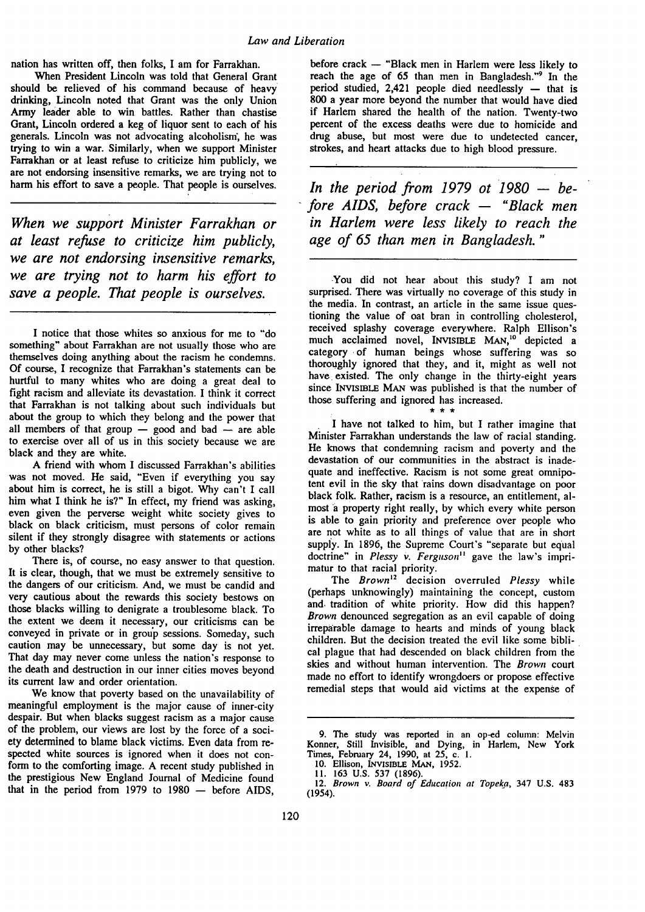nation has written off, then folks, I am for Farrakhan.

When President Lincoln was told that General Grant should be relieved of his command because of heavy drinking, Lincoln noted that Grant was the only Union Army leader able to win battles. Rather than chastise Grant, Lincoln ordered a keg of liquor sent to each of his generals. Lincoln was not advocating alcoholism, he was trying to win a war. Similarly, when we support Minister Farrakhan or at least refuse to criticize him publicly, we are not endorsing insensitive remarks, we are trying not to harm his effort to save a people. That people is ourselves.

*When we support Minister Farrakhan or at least refuse to criticize him publicly, we are not endorsing insensitive remarks, we are trying not to harm his effort to save a people. That people is ourselves.*

I notice that those whites so anxious for me to "do something" about Farrakhan are not usually those who are themselves doing anything about the racism he condemns. Of course, I recognize that Farrakhan's statements can be hurtful to many whites who are doing a great deal to fight racism and alleviate its devastation. I think it correct that Farrakhan is not talking about such individuals but about the group to which they belong and the power that all members of that group — good and bad — are able to exercise over all of us in this society because we are black and they are white.

A friend with whom I discussed Farrakhan's abilities was not moved. He said, "Even if everything you say about him is correct, he is still a bigot. Why can't I call him what I think he is?" In effect, my friend was asking, even given the perverse weight white society gives to black on black criticism, must persons of color remain silent if they strongly disagree with statements or actions by other blacks?

There is, of course, no easy answer to that question. It is clear, though, that we must be extremely sensitive to the dangers of our criticism. And, we must be candid and very cautious about the rewards this society bestows on those blacks willing to denigrate a troublesome black. To the extent we deem it necessary, our criticisms can be conveyed in private or in group sessions. Someday, such caution may be unnecessary, but some day is not yet. That day may never come unless the nation's response to the death and destruction in our inner cities moves beyond its current law and order orientation.

We know that poverty based on the unavailability of meaningful employment is the major cause of inner-city despair. But when blacks suggest racism as a major cause of the problem, our views are lost by the force of a society determined to blame black victims. Even data from respected white sources is ignored when it does not conform to the comforting image. A recent study published in the prestigious New England Journal of Medicine found that in the period from 1979 to 1980 — before AIDS, before crack — "Black men in Harlem were less likely to reach the age of 65 than men in Bangladesh."[9] In the period studied, 2,421 people died needlessly — that is 800 a year more beyond the number that would have died if Harlem shared the health of the nation. Twenty-two percent of the excess deaths were due to homicide and drug abuse, but most were due to undetected cancer, strokes, and heart attacks due to high blood pressure.

*In the period from 1979 ot 1980 — before AIDS, before crack — "Black men in Harlem were less likely to reach the age of 65 than men in Bangladesh."*

You did not hear about this study? I am not surprised. There was virtually no coverage of this study in the media. In contrast, an article in the same issue questioning the value of oat bran in controlling cholesterol, received splashy coverage everywhere. Ralph Ellison's much acclaimed novel, INVISIBLE MAN,[10] depicted a category of human beings whose suffering was so thoroughly ignored that they, and it, might as well not have existed. The only change in the thirty-eight years since INVISIBLE MAN was published is that the number of those suffering and ignored has increased.

\* \* \*

I have not talked to him, but I rather imagine that Minister Farrakhan understands the law of racial standing. He knows that condemning racism and poverty and the devastation of our communities in the abstract is inadequate and ineffective. Racism is not some great omnipotent evil in the sky that rains down disadvantage on poor black folk. Rather, racism is a resource, an entitlement, almost a property right really, by which every white person is able to gain priority and preference over people who are not white as to all things of value that are in short supply. In 1896, the Supreme Court's "separate but equal doctrine" in *Plessy v. Ferguson*[11] gave the law's imprimatur to that racial priority.

The *Brown*[12] decision overruled *Plessy* while (perhaps unknowingly) maintaining the concept, custom and tradition of white priority. How did this happen? *Brown* denounced segregation as an evil capable of doing irreparable damage to hearts and minds of young black children. But the decision treated the evil like some biblical plague that had descended on black children from the skies and without human intervention. The *Brown* court made no effort to identify wrongdoers or propose effective remedial steps that would aid victims at the expense of

---

9. The study was reported in an op-ed column: Melvin Konner, Still Invisible, and Dying, in Harlem, New York Times, February 24, 1990, at 25, c. 1.

10. Ellison, INVISIBLE MAN, 1952.

11. 163 U.S. 537 (1896).

12. *Brown v. Board of Education at Topeka*, 347 U.S. 483 (1954).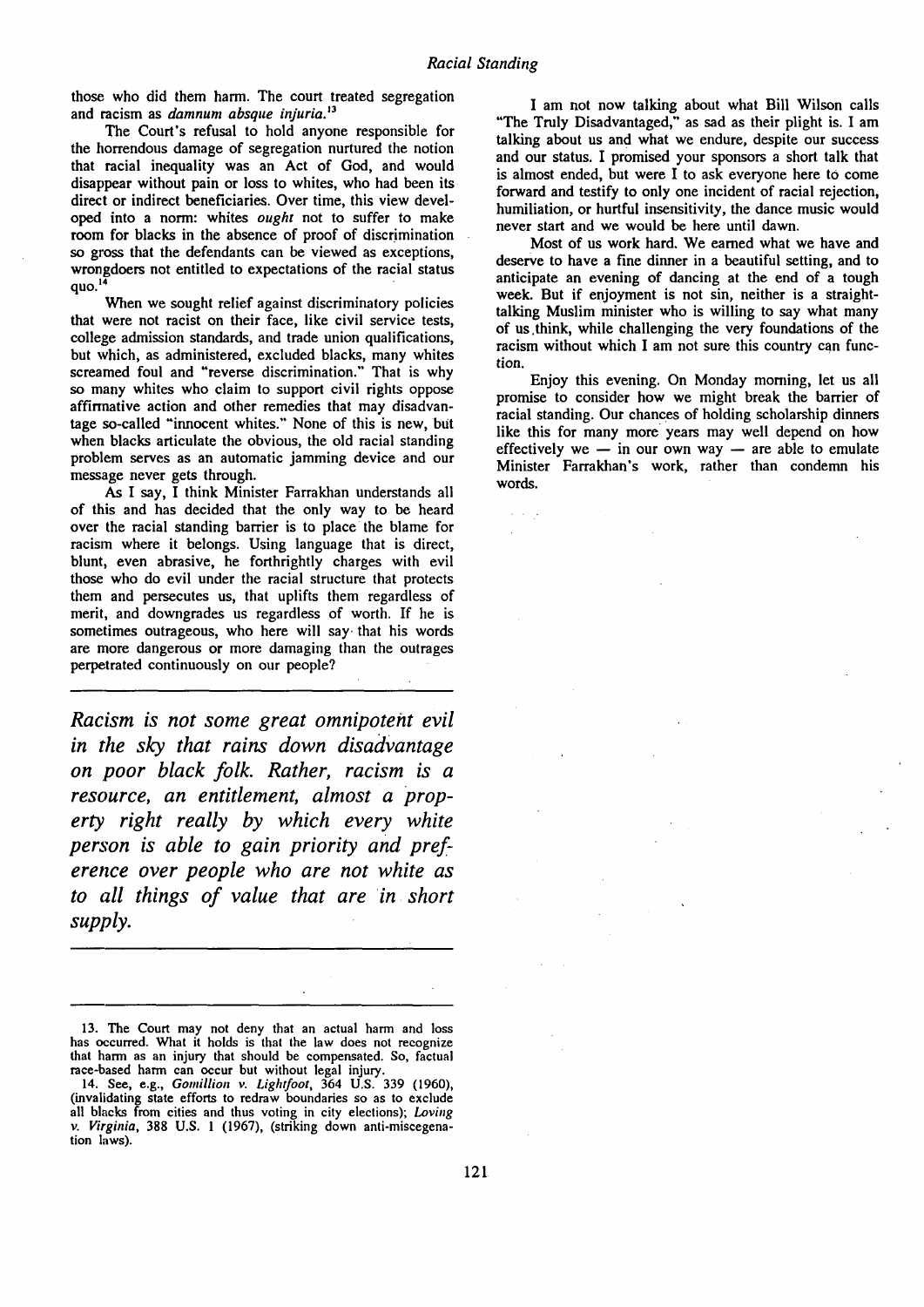those who did them harm. The court treated segregation and racism as *damnum absque injuria*.[13]

The Court's refusal to hold anyone responsible for the horrendous damage of segregation nurtured the notion that racial inequality was an Act of God, and would disappear without pain or loss to whites, who had been its direct or indirect beneficiaries. Over time, this view developed into a norm: whites *ought* not to suffer to make room for blacks in the absence of proof of discrimination so gross that the defendants can be viewed as exceptions, wrongdoers not entitled to expectations of the racial status quo.[14]

When we sought relief against discriminatory policies that were not racist on their face, like civil service tests, college admission standards, and trade union qualifications, but which, as administered, excluded blacks, many whites screamed foul and "reverse discrimination." That is why so many whites who claim to support civil rights oppose affirmative action and other remedies that may disadvantage so-called "innocent whites." None of this is new, but when blacks articulate the obvious, the old racial standing problem serves as an automatic jamming device and our message never gets through.

As I say, I think Minister Farrakhan understands all of this and has decided that the only way to be heard over the racial standing barrier is to place the blame for racism where it belongs. Using language that is direct, blunt, even abrasive, he forthrightly charges with evil those who do evil under the racial structure that protects them and persecutes us, that uplifts them regardless of merit, and downgrades us regardless of worth. If he is sometimes outrageous, who here will say that his words are more dangerous or more damaging than the outrages perpetrated continuously on our people?

---

***Racism is not some great omnipotent evil in the sky that rains down disadvantage on poor black folk. Rather, racism is a resource, an entitlement, almost a property right really by which every white person is able to gain priority and preference over people who are not white as to all things of value that are in short supply.***

---

I am not now talking about what Bill Wilson calls "The Truly Disadvantaged," as sad as their plight is. I am talking about us and what we endure, despite our success and our status. I promised your sponsors a short talk that is almost ended, but were I to ask everyone here to come forward and testify to only one incident of racial rejection, humiliation, or hurtful insensitivity, the dance music would never start and we would be here until dawn.

Most of us work hard. We earned what we have and deserve to have a fine dinner in a beautiful setting, and to anticipate an evening of dancing at the end of a tough week. But if enjoyment is not sin, neither is a straight-talking Muslim minister who is willing to say what many of us think, while challenging the very foundations of the racism without which I am not sure this country can function.

Enjoy this evening. On Monday morning, let us all promise to consider how we might break the barrier of racial standing. Our chances of holding scholarship dinners like this for many more years may well depend on how effectively we — in our own way — are able to emulate Minister Farrakhan's work, rather than condemn his words.

---

13. The Court may not deny that an actual harm and loss has occurred. What it holds is that the law does not recognize that harm as an injury that should be compensated. So, factual race-based harm can occur but without legal injury.

14. See, e.g., *Gomillion v. Lightfoot*, 364 U.S. 339 (1960), (invalidating state efforts to redraw boundaries so as to exclude all blacks from cities and thus voting in city elections); *Loving v. Virginia*, 388 U.S. 1 (1967), (striking down anti-miscegenation laws).